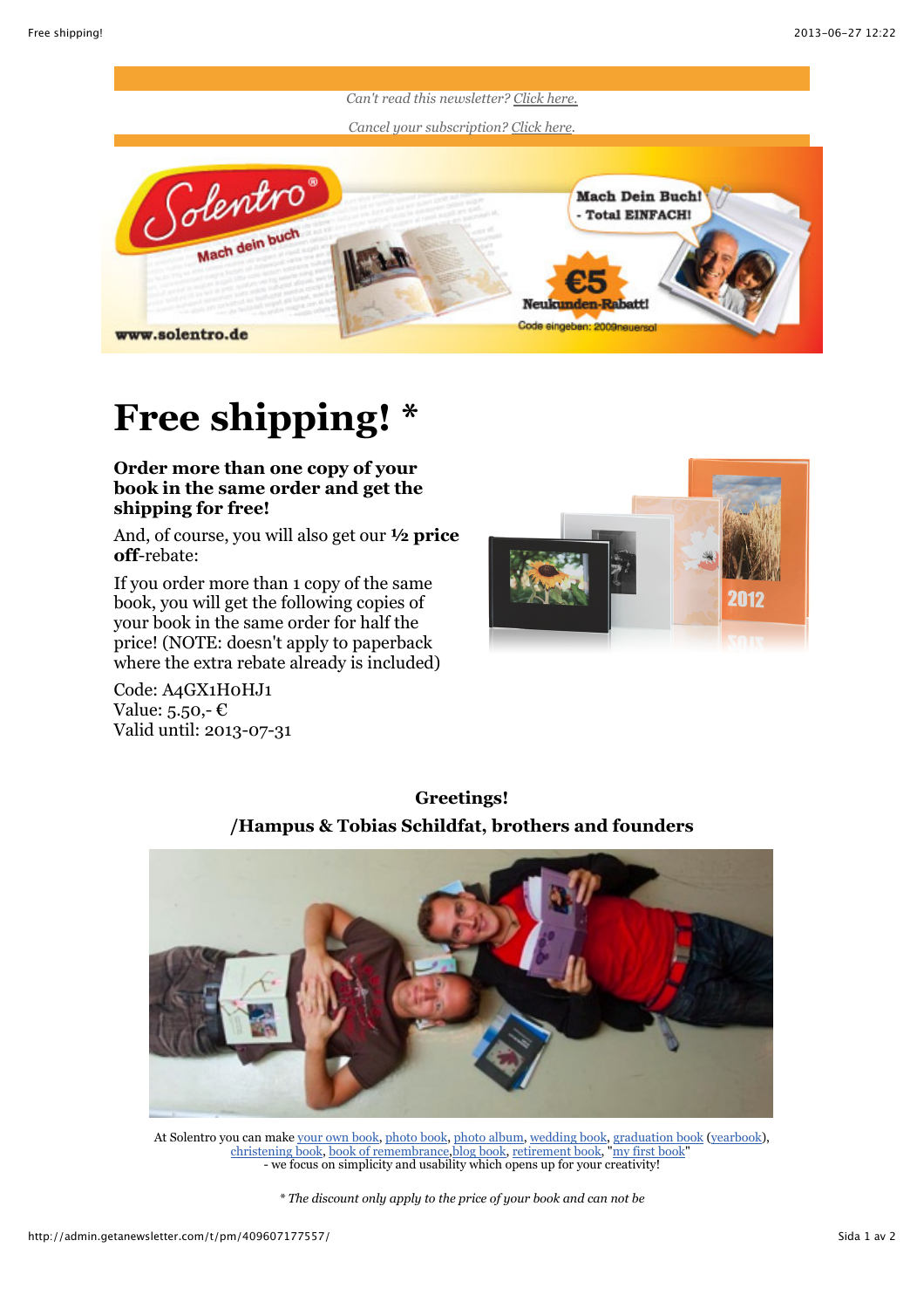*Can't read this newsletter? Click here.*

*Cancel your subscription? Click here.*

# Free shipping! *

**Order more than one copy of your book in the same order and get the shipping for free!**

And, of course, you will also get our **½ price off**-rebate:

If you order more than 1 copy of the same book, you will get the following copies of your book in the same order for half the price! (NOTE: doesn't apply to paperback where the extra rebate already is included)

Code: A4GX1H0HJ1
Value: 5.50,- €
Valid until: 2013-07-31

**Greetings!**

**/Hampus & Tobias Schildfat, brothers and founders**

At Solentro you can make your own book, photo book, photo album, wedding book, graduation book (yearbook), christening book, book of remembrance,blog book, retirement book, "my first book"
- we focus on simplicity and usability which opens up for your creativity!

*\* The discount only apply to the price of your book and can not be*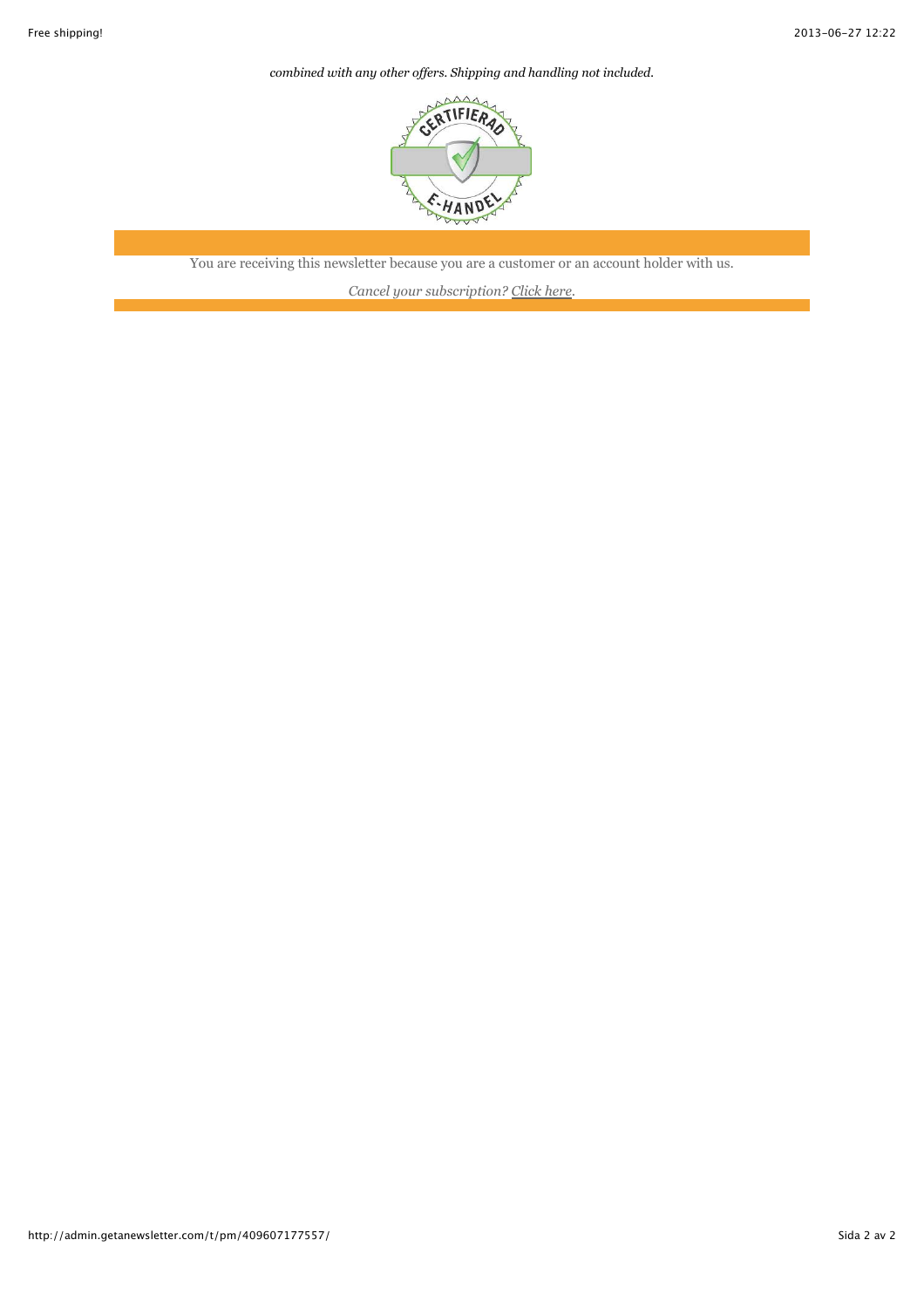*combined with any other offers. Shipping and handling not included.*

You are receiving this newsletter because you are a customer or an account holder with us.

*Cancel your subscription? Click here.*